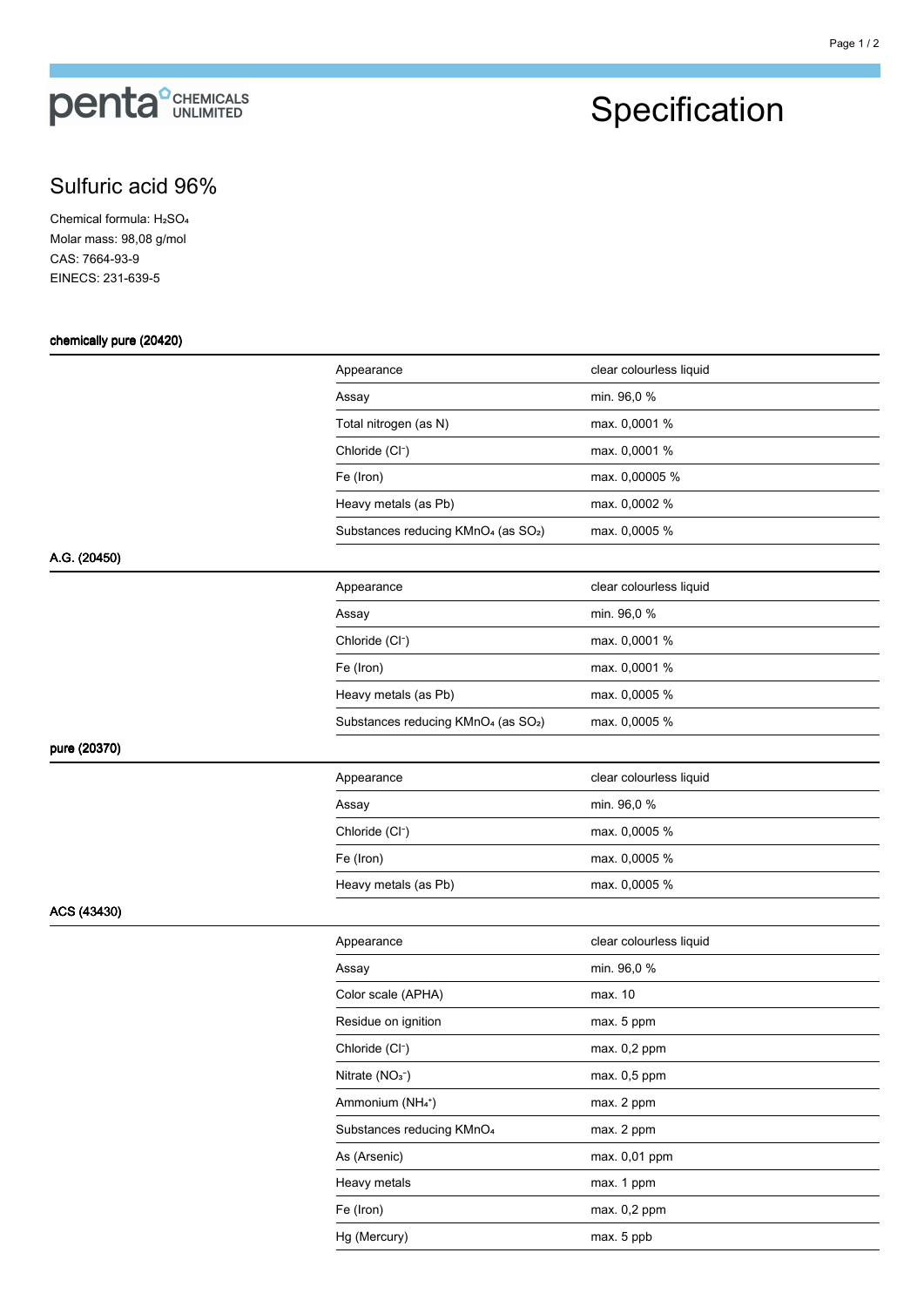penta CHEMICALS UNLIMITED

# Specification

## Sulfuric acid 96%

Chemical formula: $H_2SO_4$
Molar mass: 98,08 g/mol
CAS: 7664-93-9
EINECS: 231-639-5

### chemically pure (20420)

| | |
|---|---|
| Appearance | clear colourless liquid |
| Assay | min. 96,0 % |
| Total nitrogen (as N) | max. 0,0001 % |
| Chloride ($Cl^-$) | max. 0,0001 % |
| Fe (Iron) | max. 0,00005 % |
| Heavy metals (as Pb) | max. 0,0002 % |
| Substances reducing $KMnO_4$ (as $SO_2$) | max. 0,0005 % |

### A.G. (20450)

| | |
|---|---|
| Appearance | clear colourless liquid |
| Assay | min. 96,0 % |
| Chloride ($Cl^-$) | max. 0,0001 % |
| Fe (Iron) | max. 0,0001 % |
| Heavy metals (as Pb) | max. 0,0005 % |
| Substances reducing $KMnO_4$ (as $SO_2$) | max. 0,0005 % |

### pure (20370)

| | |
|---|---|
| Appearance | clear colourless liquid |
| Assay | min. 96,0 % |
| Chloride ($Cl^-$) | max. 0,0005 % |
| Fe (Iron) | max. 0,0005 % |
| Heavy metals (as Pb) | max. 0,0005 % |

### ACS (43430)

| | |
|---|---|
| Appearance | clear colourless liquid |
| Assay | min. 96,0 % |
| Color scale (APHA) | max. 10 |
| Residue on ignition | max. 5 ppm |
| Chloride ($Cl^-$) | max. 0,2 ppm |
| Nitrate ($NO_3^-$) | max. 0,5 ppm |
| Ammonium ($NH_4^+$) | max. 2 ppm |
| Substances reducing $KMnO_4$ | max. 2 ppm |
| As (Arsenic) | max. 0,01 ppm |
| Heavy metals | max. 1 ppm |
| Fe (Iron) | max. 0,2 ppm |
| Hg (Mercury) | max. 5 ppb |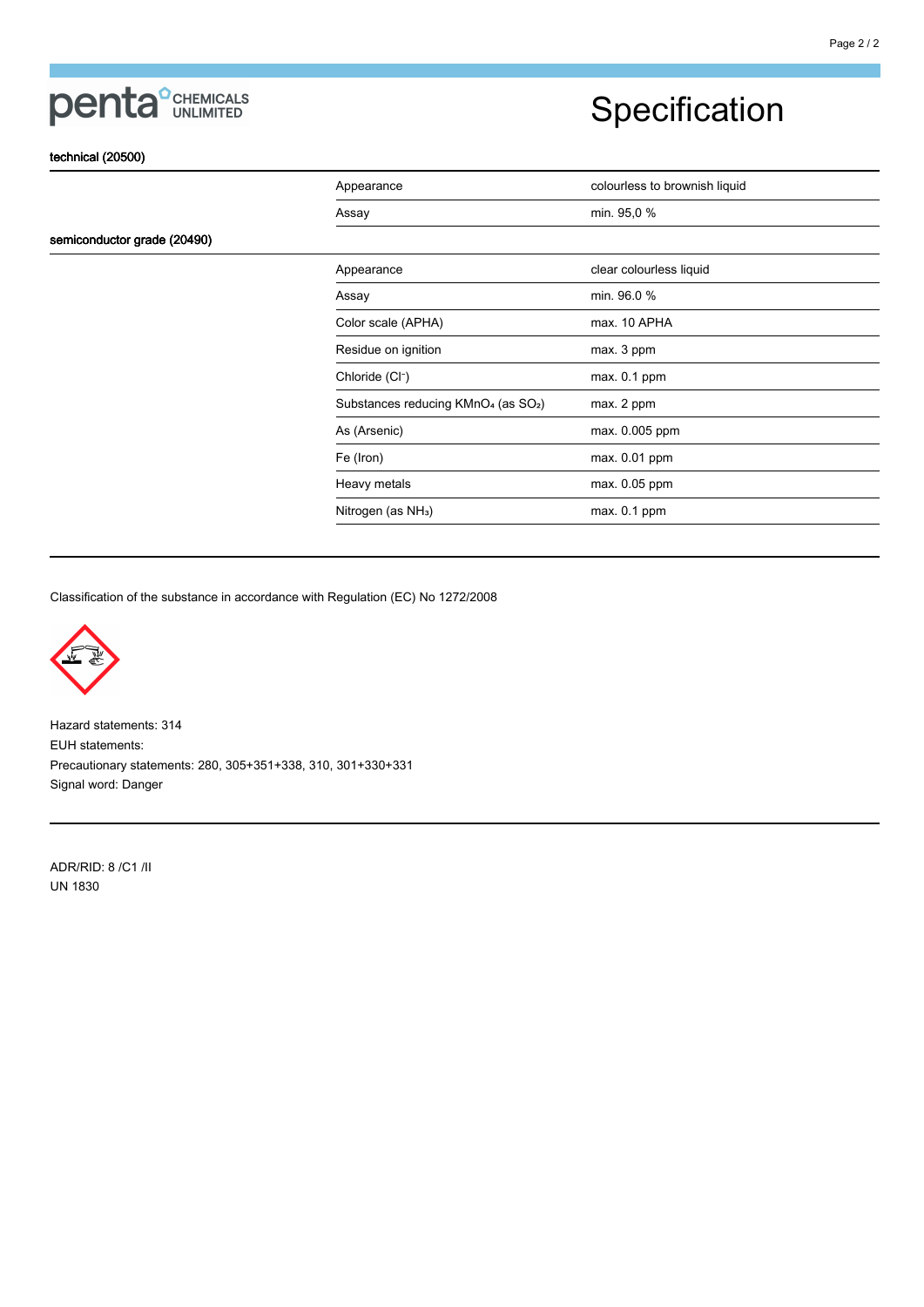# Specification

**technical (20500)**

| | |
|---|---|
| Appearance | colourless to brownish liquid |
| Assay | min. 95,0 % |

**semiconductor grade (20490)**

| | |
|---|---|
| Appearance | clear colourless liquid |
| Assay | min. 96.0 % |
| Color scale (APHA) | max. 10 APHA |
| Residue on ignition | max. 3 ppm |
| Chloride ($Cl^-$) | max. 0.1 ppm |
| Substances reducing $KMnO_4$ (as $SO_2$) | max. 2 ppm |
| As (Arsenic) | max. 0.005 ppm |
| Fe (Iron) | max. 0.01 ppm |
| Heavy metals | max. 0.05 ppm |
| Nitrogen (as $NH_3$) | max. 0.1 ppm |

Classification of the substance in accordance with Regulation (EC) No 1272/2008

Hazard statements: 314
EUH statements:
Precautionary statements: 280, 305+351+338, 310, 301+330+331
Signal word: Danger

ADR/RID: 8 /C1 /II
UN 1830